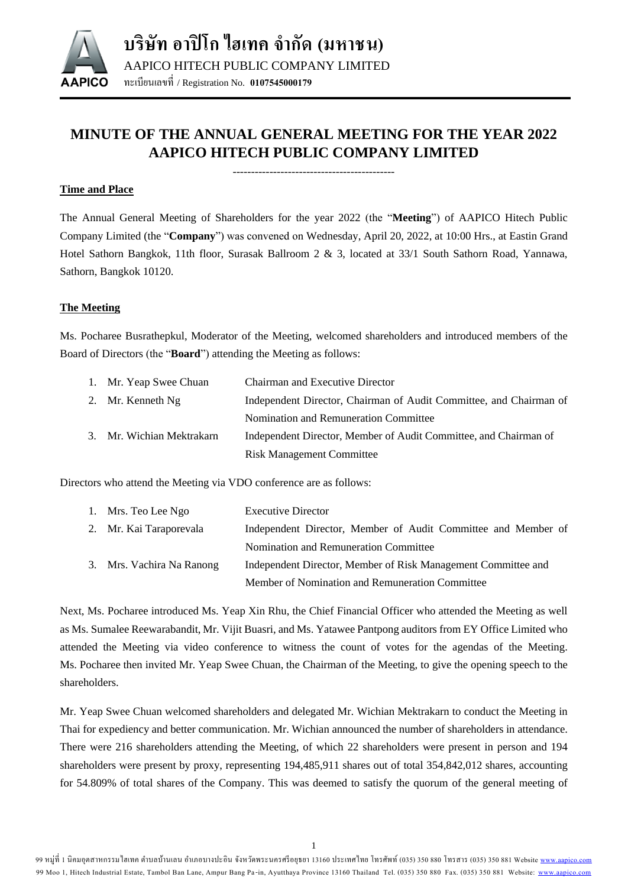บริษัท อาปิโก ไฮเทค จำกัด (มหาชน)

AAPICO HITECH PUBLIC COMPANY LIMITED

ทะเบียนเลขที่ / Registration No. **0107545000179**

# MINUTE OF THE ANNUAL GENERAL MEETING FOR THE YEAR 2022 AAPICO HITECH PUBLIC COMPANY LIMITED

--------------------------------------------

**Time and Place**

The Annual General Meeting of Shareholders for the year 2022 (the "**Meeting**") of AAPICO Hitech Public Company Limited (the "**Company**") was convened on Wednesday, April 20, 2022, at 10:00 Hrs., at Eastin Grand Hotel Sathorn Bangkok, 11th floor, Surasak Ballroom 2 & 3, located at 33/1 South Sathorn Road, Yannawa, Sathorn, Bangkok 10120.

**The Meeting**

Ms. Pocharee Busrathepkul, Moderator of the Meeting, welcomed shareholders and introduced members of the Board of Directors (the "**Board**") attending the Meeting as follows:

1. Mr. Yeap Swee Chuan — Chairman and Executive Director
2. Mr. Kenneth Ng — Independent Director, Chairman of Audit Committee, and Chairman of Nomination and Remuneration Committee
3. Mr. Wichian Mektrakarn — Independent Director, Member of Audit Committee, and Chairman of Risk Management Committee

Directors who attend the Meeting via VDO conference are as follows:

1. Mrs. Teo Lee Ngo — Executive Director
2. Mr. Kai Taraporevala — Independent Director, Member of Audit Committee and Member of Nomination and Remuneration Committee
3. Mrs. Vachira Na Ranong — Independent Director, Member of Risk Management Committee and Member of Nomination and Remuneration Committee

Next, Ms. Pocharee introduced Ms. Yeap Xin Rhu, the Chief Financial Officer who attended the Meeting as well as Ms. Sumalee Reewarabandit, Mr. Vijit Buasri, and Ms. Yatawee Pantpong auditors from EY Office Limited who attended the Meeting via video conference to witness the count of votes for the agendas of the Meeting. Ms. Pocharee then invited Mr. Yeap Swee Chuan, the Chairman of the Meeting, to give the opening speech to the shareholders.

Mr. Yeap Swee Chuan welcomed shareholders and delegated Mr. Wichian Mektrakarn to conduct the Meeting in Thai for expediency and better communication. Mr. Wichian announced the number of shareholders in attendance. There were 216 shareholders attending the Meeting, of which 22 shareholders were present in person and 194 shareholders were present by proxy, representing 194,485,911 shares out of total 354,842,012 shares, accounting for 54.809% of total shares of the Company. This was deemed to satisfy the quorum of the general meeting of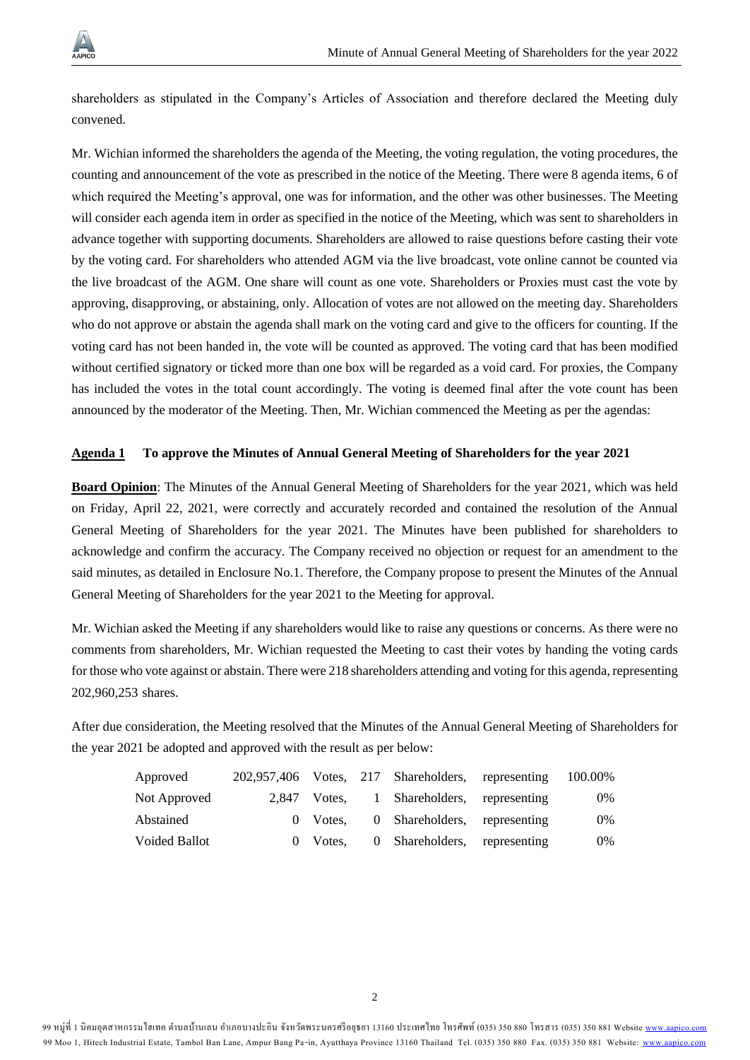shareholders as stipulated in the Company's Articles of Association and therefore declared the Meeting duly convened.

Mr. Wichian informed the shareholders the agenda of the Meeting, the voting regulation, the voting procedures, the counting and announcement of the vote as prescribed in the notice of the Meeting. There were 8 agenda items, 6 of which required the Meeting's approval, one was for information, and the other was other businesses. The Meeting will consider each agenda item in order as specified in the notice of the Meeting, which was sent to shareholders in advance together with supporting documents. Shareholders are allowed to raise questions before casting their vote by the voting card. For shareholders who attended AGM via the live broadcast, vote online cannot be counted via the live broadcast of the AGM. One share will count as one vote. Shareholders or Proxies must cast the vote by approving, disapproving, or abstaining, only. Allocation of votes are not allowed on the meeting day. Shareholders who do not approve or abstain the agenda shall mark on the voting card and give to the officers for counting. If the voting card has not been handed in, the vote will be counted as approved. The voting card that has been modified without certified signatory or ticked more than one box will be regarded as a void card. For proxies, the Company has included the votes in the total count accordingly. The voting is deemed final after the vote count has been announced by the moderator of the Meeting. Then, Mr. Wichian commenced the Meeting as per the agendas:

**Agenda 1 To approve the Minutes of Annual General Meeting of Shareholders for the year 2021**

**Board Opinion**: The Minutes of the Annual General Meeting of Shareholders for the year 2021, which was held on Friday, April 22, 2021, were correctly and accurately recorded and contained the resolution of the Annual General Meeting of Shareholders for the year 2021. The Minutes have been published for shareholders to acknowledge and confirm the accuracy. The Company received no objection or request for an amendment to the said minutes, as detailed in Enclosure No.1. Therefore, the Company propose to present the Minutes of the Annual General Meeting of Shareholders for the year 2021 to the Meeting for approval.

Mr. Wichian asked the Meeting if any shareholders would like to raise any questions or concerns. As there were no comments from shareholders, Mr. Wichian requested the Meeting to cast their votes by handing the voting cards for those who vote against or abstain. There were 218 shareholders attending and voting for this agenda, representing 202,960,253 shares.

After due consideration, the Meeting resolved that the Minutes of the Annual General Meeting of Shareholders for the year 2021 be adopted and approved with the result as per below:

| | | | | | | |
|---|---|---|---|---|---|---|
| Approved | 202,957,406 | Votes, | 217 | Shareholders, | representing | 100.00% |
| Not Approved | 2,847 | Votes, | 1 | Shareholders, | representing | 0% |
| Abstained | 0 | Votes, | 0 | Shareholders, | representing | 0% |
| Voided Ballot | 0 | Votes, | 0 | Shareholders, | representing | 0% |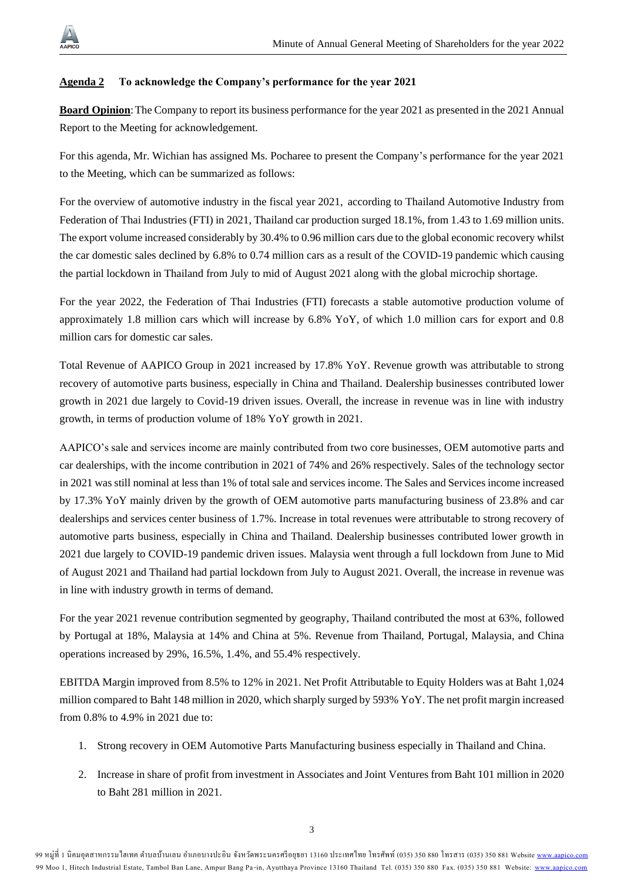**Agenda 2 To acknowledge the Company's performance for the year 2021**

**Board Opinion**: The Company to report its business performance for the year 2021 as presented in the 2021 Annual Report to the Meeting for acknowledgement.

For this agenda, Mr. Wichian has assigned Ms. Pocharee to present the Company's performance for the year 2021 to the Meeting, which can be summarized as follows:

For the overview of automotive industry in the fiscal year 2021, according to Thailand Automotive Industry from Federation of Thai Industries (FTI) in 2021, Thailand car production surged 18.1%, from 1.43 to 1.69 million units. The export volume increased considerably by 30.4% to 0.96 million cars due to the global economic recovery whilst the car domestic sales declined by 6.8% to 0.74 million cars as a result of the COVID-19 pandemic which causing the partial lockdown in Thailand from July to mid of August 2021 along with the global microchip shortage.

For the year 2022, the Federation of Thai Industries (FTI) forecasts a stable automotive production volume of approximately 1.8 million cars which will increase by 6.8% YoY, of which 1.0 million cars for export and 0.8 million cars for domestic car sales.

Total Revenue of AAPICO Group in 2021 increased by 17.8% YoY. Revenue growth was attributable to strong recovery of automotive parts business, especially in China and Thailand. Dealership businesses contributed lower growth in 2021 due largely to Covid-19 driven issues. Overall, the increase in revenue was in line with industry growth, in terms of production volume of 18% YoY growth in 2021.

AAPICO's sale and services income are mainly contributed from two core businesses, OEM automotive parts and car dealerships, with the income contribution in 2021 of 74% and 26% respectively. Sales of the technology sector in 2021 was still nominal at less than 1% of total sale and services income. The Sales and Services income increased by 17.3% YoY mainly driven by the growth of OEM automotive parts manufacturing business of 23.8% and car dealerships and services center business of 1.7%. Increase in total revenues were attributable to strong recovery of automotive parts business, especially in China and Thailand. Dealership businesses contributed lower growth in 2021 due largely to COVID-19 pandemic driven issues. Malaysia went through a full lockdown from June to Mid of August 2021 and Thailand had partial lockdown from July to August 2021. Overall, the increase in revenue was in line with industry growth in terms of demand.

For the year 2021 revenue contribution segmented by geography, Thailand contributed the most at 63%, followed by Portugal at 18%, Malaysia at 14% and China at 5%. Revenue from Thailand, Portugal, Malaysia, and China operations increased by 29%, 16.5%, 1.4%, and 55.4% respectively.

EBITDA Margin improved from 8.5% to 12% in 2021. Net Profit Attributable to Equity Holders was at Baht 1,024 million compared to Baht 148 million in 2020, which sharply surged by 593% YoY. The net profit margin increased from 0.8% to 4.9% in 2021 due to:

1. Strong recovery in OEM Automotive Parts Manufacturing business especially in Thailand and China.
2. Increase in share of profit from investment in Associates and Joint Ventures from Baht 101 million in 2020 to Baht 281 million in 2021.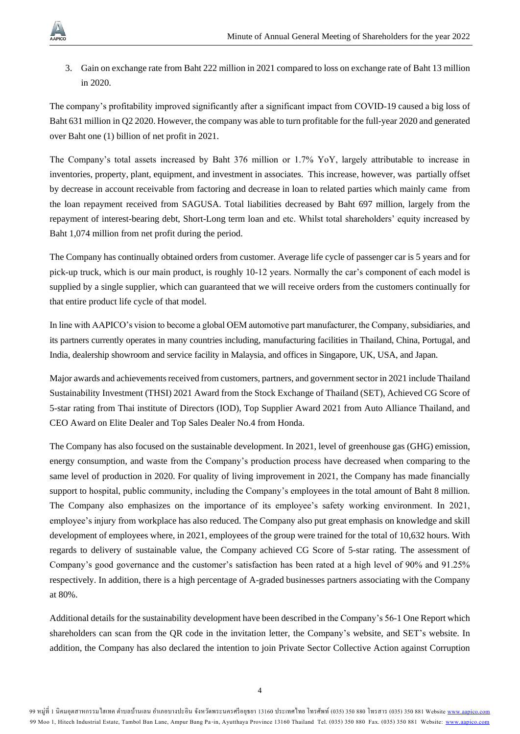3. Gain on exchange rate from Baht 222 million in 2021 compared to loss on exchange rate of Baht 13 million in 2020.

The company's profitability improved significantly after a significant impact from COVID-19 caused a big loss of Baht 631 million in Q2 2020. However, the company was able to turn profitable for the full-year 2020 and generated over Baht one (1) billion of net profit in 2021.

The Company's total assets increased by Baht 376 million or 1.7% YoY, largely attributable to increase in inventories, property, plant, equipment, and investment in associates. This increase, however, was partially offset by decrease in account receivable from factoring and decrease in loan to related parties which mainly came from the loan repayment received from SAGUSA. Total liabilities decreased by Baht 697 million, largely from the repayment of interest-bearing debt, Short-Long term loan and etc. Whilst total shareholders' equity increased by Baht 1,074 million from net profit during the period.

The Company has continually obtained orders from customer. Average life cycle of passenger car is 5 years and for pick-up truck, which is our main product, is roughly 10-12 years. Normally the car's component of each model is supplied by a single supplier, which can guaranteed that we will receive orders from the customers continually for that entire product life cycle of that model.

In line with AAPICO's vision to become a global OEM automotive part manufacturer, the Company, subsidiaries, and its partners currently operates in many countries including, manufacturing facilities in Thailand, China, Portugal, and India, dealership showroom and service facility in Malaysia, and offices in Singapore, UK, USA, and Japan.

Major awards and achievements received from customers, partners, and government sector in 2021 include Thailand Sustainability Investment (THSI) 2021 Award from the Stock Exchange of Thailand (SET), Achieved CG Score of 5-star rating from Thai institute of Directors (IOD), Top Supplier Award 2021 from Auto Alliance Thailand, and CEO Award on Elite Dealer and Top Sales Dealer No.4 from Honda.

The Company has also focused on the sustainable development. In 2021, level of greenhouse gas (GHG) emission, energy consumption, and waste from the Company's production process have decreased when comparing to the same level of production in 2020. For quality of living improvement in 2021, the Company has made financially support to hospital, public community, including the Company's employees in the total amount of Baht 8 million. The Company also emphasizes on the importance of its employee's safety working environment. In 2021, employee's injury from workplace has also reduced. The Company also put great emphasis on knowledge and skill development of employees where, in 2021, employees of the group were trained for the total of 10,632 hours. With regards to delivery of sustainable value, the Company achieved CG Score of 5-star rating. The assessment of Company's good governance and the customer's satisfaction has been rated at a high level of 90% and 91.25% respectively. In addition, there is a high percentage of A-graded businesses partners associating with the Company at 80%.

Additional details for the sustainability development have been described in the Company's 56-1 One Report which shareholders can scan from the QR code in the invitation letter, the Company's website, and SET's website. In addition, the Company has also declared the intention to join Private Sector Collective Action against Corruption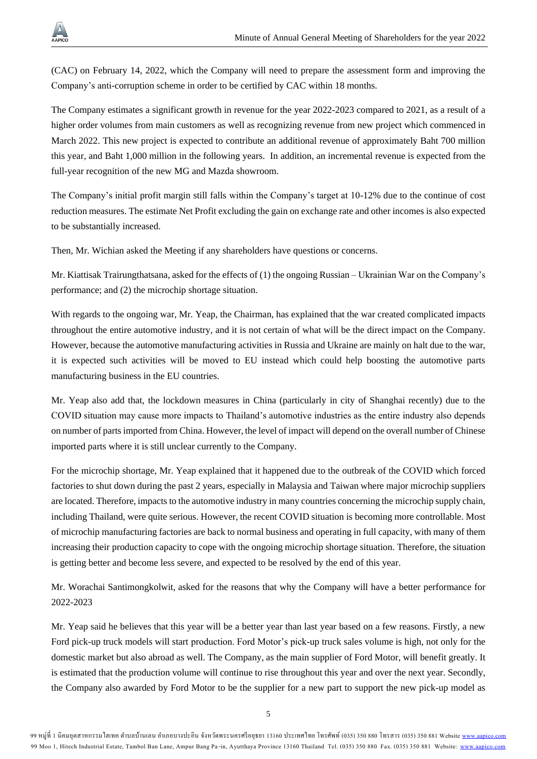(CAC) on February 14, 2022, which the Company will need to prepare the assessment form and improving the Company's anti-corruption scheme in order to be certified by CAC within 18 months.

The Company estimates a significant growth in revenue for the year 2022-2023 compared to 2021, as a result of a higher order volumes from main customers as well as recognizing revenue from new project which commenced in March 2022. This new project is expected to contribute an additional revenue of approximately Baht 700 million this year, and Baht 1,000 million in the following years. In addition, an incremental revenue is expected from the full-year recognition of the new MG and Mazda showroom.

The Company's initial profit margin still falls within the Company's target at 10-12% due to the continue of cost reduction measures. The estimate Net Profit excluding the gain on exchange rate and other incomes is also expected to be substantially increased.

Then, Mr. Wichian asked the Meeting if any shareholders have questions or concerns.

Mr. Kiattisak Trairungthatsana, asked for the effects of (1) the ongoing Russian – Ukrainian War on the Company's performance; and (2) the microchip shortage situation.

With regards to the ongoing war, Mr. Yeap, the Chairman, has explained that the war created complicated impacts throughout the entire automotive industry, and it is not certain of what will be the direct impact on the Company. However, because the automotive manufacturing activities in Russia and Ukraine are mainly on halt due to the war, it is expected such activities will be moved to EU instead which could help boosting the automotive parts manufacturing business in the EU countries.

Mr. Yeap also add that, the lockdown measures in China (particularly in city of Shanghai recently) due to the COVID situation may cause more impacts to Thailand's automotive industries as the entire industry also depends on number of parts imported from China. However, the level of impact will depend on the overall number of Chinese imported parts where it is still unclear currently to the Company.

For the microchip shortage, Mr. Yeap explained that it happened due to the outbreak of the COVID which forced factories to shut down during the past 2 years, especially in Malaysia and Taiwan where major microchip suppliers are located. Therefore, impacts to the automotive industry in many countries concerning the microchip supply chain, including Thailand, were quite serious. However, the recent COVID situation is becoming more controllable. Most of microchip manufacturing factories are back to normal business and operating in full capacity, with many of them increasing their production capacity to cope with the ongoing microchip shortage situation. Therefore, the situation is getting better and become less severe, and expected to be resolved by the end of this year.

Mr. Worachai Santimongkolwit, asked for the reasons that why the Company will have a better performance for 2022-2023

Mr. Yeap said he believes that this year will be a better year than last year based on a few reasons. Firstly, a new Ford pick-up truck models will start production. Ford Motor's pick-up truck sales volume is high, not only for the domestic market but also abroad as well. The Company, as the main supplier of Ford Motor, will benefit greatly. It is estimated that the production volume will continue to rise throughout this year and over the next year. Secondly, the Company also awarded by Ford Motor to be the supplier for a new part to support the new pick-up model as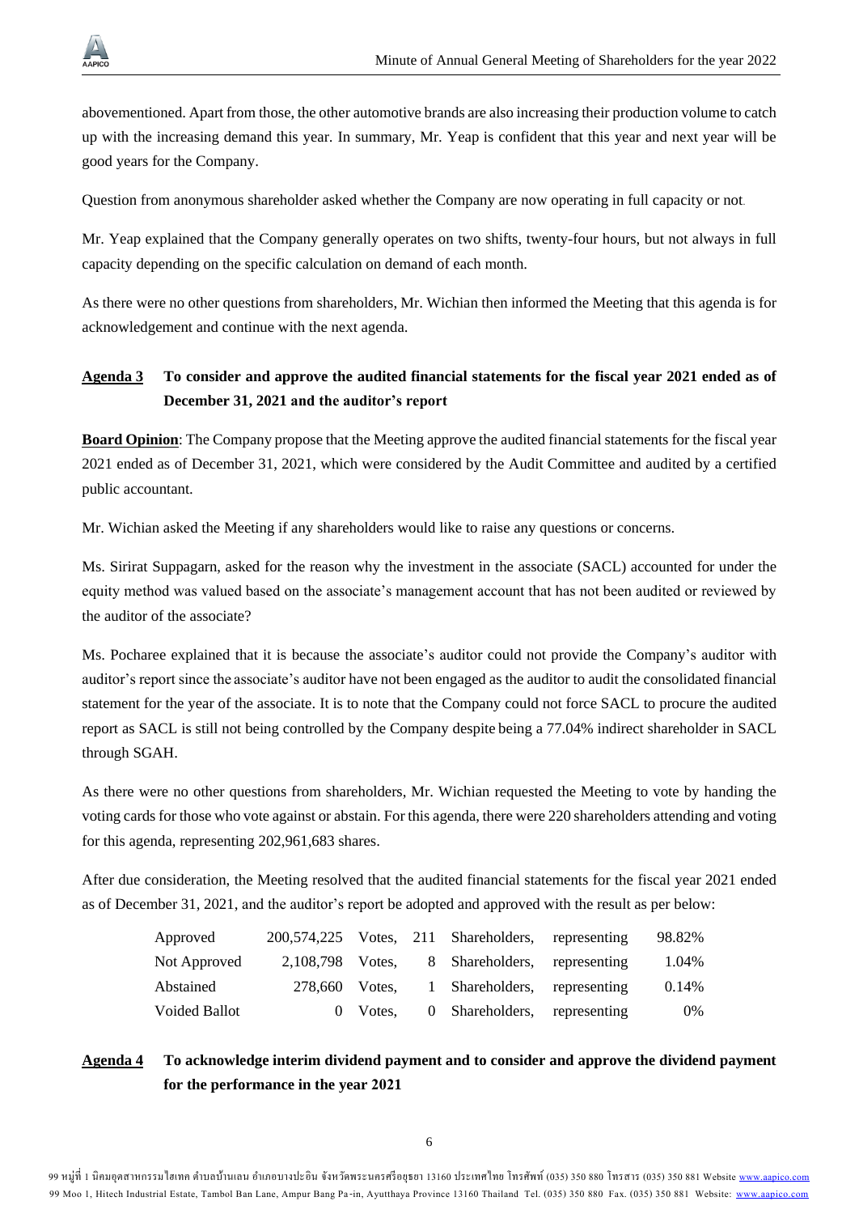abovementioned. Apart from those, the other automotive brands are also increasing their production volume to catch up with the increasing demand this year. In summary, Mr. Yeap is confident that this year and next year will be good years for the Company.

Question from anonymous shareholder asked whether the Company are now operating in full capacity or not.

Mr. Yeap explained that the Company generally operates on two shifts, twenty-four hours, but not always in full capacity depending on the specific calculation on demand of each month.

As there were no other questions from shareholders, Mr. Wichian then informed the Meeting that this agenda is for acknowledgement and continue with the next agenda.

## **Agenda 3** To consider and approve the audited financial statements for the fiscal year 2021 ended as of December 31, 2021 and the auditor's report

**Board Opinion**: The Company propose that the Meeting approve the audited financial statements for the fiscal year 2021 ended as of December 31, 2021, which were considered by the Audit Committee and audited by a certified public accountant.

Mr. Wichian asked the Meeting if any shareholders would like to raise any questions or concerns.

Ms. Sirirat Suppagarn, asked for the reason why the investment in the associate (SACL) accounted for under the equity method was valued based on the associate's management account that has not been audited or reviewed by the auditor of the associate?

Ms. Pocharee explained that it is because the associate's auditor could not provide the Company's auditor with auditor's report since the associate's auditor have not been engaged as the auditor to audit the consolidated financial statement for the year of the associate. It is to note that the Company could not force SACL to procure the audited report as SACL is still not being controlled by the Company despite being a 77.04% indirect shareholder in SACL through SGAH.

As there were no other questions from shareholders, Mr. Wichian requested the Meeting to vote by handing the voting cards for those who vote against or abstain. For this agenda, there were 220 shareholders attending and voting for this agenda, representing 202,961,683 shares.

After due consideration, the Meeting resolved that the audited financial statements for the fiscal year 2021 ended as of December 31, 2021, and the auditor's report be adopted and approved with the result as per below:

| | | | | | | |
|---|---|---|---|---|---|---|
| Approved | 200,574,225 | Votes, | 211 | Shareholders, | representing | 98.82% |
| Not Approved | 2,108,798 | Votes, | 8 | Shareholders, | representing | 1.04% |
| Abstained | 278,660 | Votes, | 1 | Shareholders, | representing | 0.14% |
| Voided Ballot | 0 | Votes, | 0 | Shareholders, | representing | 0% |

## **Agenda 4** To acknowledge interim dividend payment and to consider and approve the dividend payment for the performance in the year 2021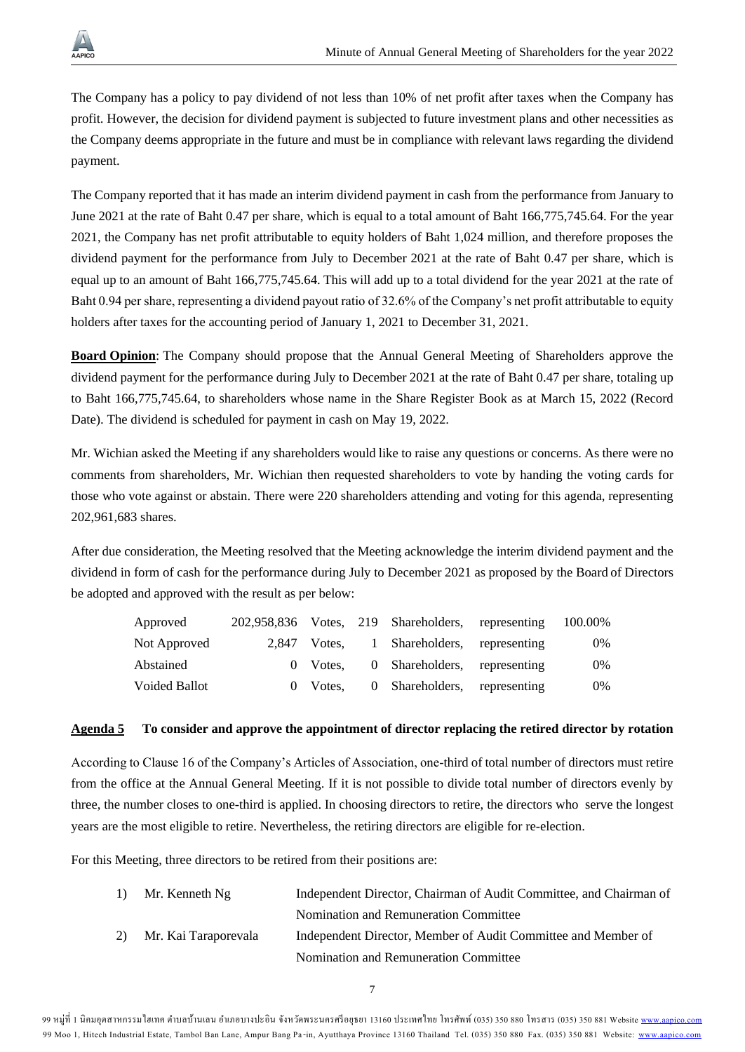The Company has a policy to pay dividend of not less than 10% of net profit after taxes when the Company has profit. However, the decision for dividend payment is subjected to future investment plans and other necessities as the Company deems appropriate in the future and must be in compliance with relevant laws regarding the dividend payment.

The Company reported that it has made an interim dividend payment in cash from the performance from January to June 2021 at the rate of Baht 0.47 per share, which is equal to a total amount of Baht 166,775,745.64. For the year 2021, the Company has net profit attributable to equity holders of Baht 1,024 million, and therefore proposes the dividend payment for the performance from July to December 2021 at the rate of Baht 0.47 per share, which is equal up to an amount of Baht 166,775,745.64. This will add up to a total dividend for the year 2021 at the rate of Baht 0.94 per share, representing a dividend payout ratio of 32.6% of the Company's net profit attributable to equity holders after taxes for the accounting period of January 1, 2021 to December 31, 2021.

**Board Opinion**: The Company should propose that the Annual General Meeting of Shareholders approve the dividend payment for the performance during July to December 2021 at the rate of Baht 0.47 per share, totaling up to Baht 166,775,745.64, to shareholders whose name in the Share Register Book as at March 15, 2022 (Record Date). The dividend is scheduled for payment in cash on May 19, 2022.

Mr. Wichian asked the Meeting if any shareholders would like to raise any questions or concerns. As there were no comments from shareholders, Mr. Wichian then requested shareholders to vote by handing the voting cards for those who vote against or abstain. There were 220 shareholders attending and voting for this agenda, representing 202,961,683 shares.

After due consideration, the Meeting resolved that the Meeting acknowledge the interim dividend payment and the dividend in form of cash for the performance during July to December 2021 as proposed by the Board of Directors be adopted and approved with the result as per below:

| | | | | | | |
|---|---|---|---|---|---|---|
| Approved | 202,958,836 | Votes, | 219 | Shareholders, | representing | 100.00% |
| Not Approved | 2,847 | Votes, | 1 | Shareholders, | representing | 0% |
| Abstained | 0 | Votes, | 0 | Shareholders, | representing | 0% |
| Voided Ballot | 0 | Votes, | 0 | Shareholders, | representing | 0% |

**Agenda 5 To consider and approve the appointment of director replacing the retired director by rotation**

According to Clause 16 of the Company's Articles of Association, one-third of total number of directors must retire from the office at the Annual General Meeting. If it is not possible to divide total number of directors evenly by three, the number closes to one-third is applied. In choosing directors to retire, the directors who serve the longest years are the most eligible to retire. Nevertheless, the retiring directors are eligible for re-election.

For this Meeting, three directors to be retired from their positions are:

1) Mr. Kenneth Ng — Independent Director, Chairman of Audit Committee, and Chairman of Nomination and Remuneration Committee
2) Mr. Kai Taraporevala — Independent Director, Member of Audit Committee and Member of Nomination and Remuneration Committee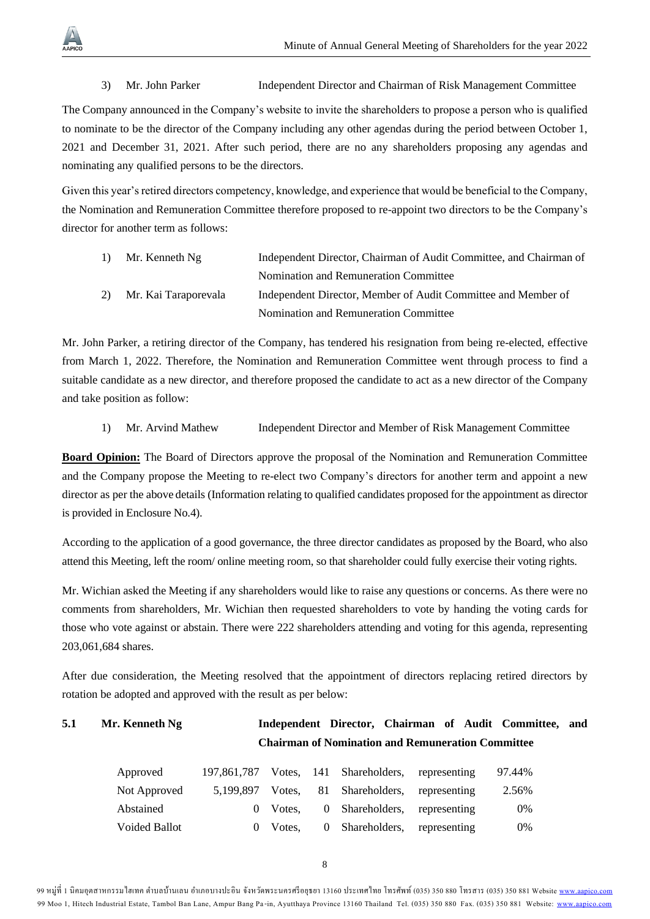3) Mr. John Parker Independent Director and Chairman of Risk Management Committee

The Company announced in the Company's website to invite the shareholders to propose a person who is qualified to nominate to be the director of the Company including any other agendas during the period between October 1, 2021 and December 31, 2021. After such period, there are no any shareholders proposing any agendas and nominating any qualified persons to be the directors.

Given this year's retired directors competency, knowledge, and experience that would be beneficial to the Company, the Nomination and Remuneration Committee therefore proposed to re-appoint two directors to be the Company's director for another term as follows:

1) Mr. Kenneth Ng Independent Director, Chairman of Audit Committee, and Chairman of Nomination and Remuneration Committee

2) Mr. Kai Taraporevala Independent Director, Member of Audit Committee and Member of Nomination and Remuneration Committee

Mr. John Parker, a retiring director of the Company, has tendered his resignation from being re-elected, effective from March 1, 2022. Therefore, the Nomination and Remuneration Committee went through process to find a suitable candidate as a new director, and therefore proposed the candidate to act as a new director of the Company and take position as follow:

1) Mr. Arvind Mathew Independent Director and Member of Risk Management Committee

**Board Opinion:** The Board of Directors approve the proposal of the Nomination and Remuneration Committee and the Company propose the Meeting to re-elect two Company's directors for another term and appoint a new director as per the above details (Information relating to qualified candidates proposed for the appointment as director is provided in Enclosure No.4).

According to the application of a good governance, the three director candidates as proposed by the Board, who also attend this Meeting, left the room/ online meeting room, so that shareholder could fully exercise their voting rights.

Mr. Wichian asked the Meeting if any shareholders would like to raise any questions or concerns. As there were no comments from shareholders, Mr. Wichian then requested shareholders to vote by handing the voting cards for those who vote against or abstain. There were 222 shareholders attending and voting for this agenda, representing 203,061,684 shares.

After due consideration, the Meeting resolved that the appointment of directors replacing retired directors by rotation be adopted and approved with the result as per below:

**5.1 Mr. Kenneth Ng — Independent Director, Chairman of Audit Committee, and Chairman of Nomination and Remuneration Committee**

| | | | | | | |
|---|---|---|---|---|---|---|
| Approved | 197,861,787 | Votes, | 141 | Shareholders, | representing | 97.44% |
| Not Approved | 5,199,897 | Votes, | 81 | Shareholders, | representing | 2.56% |
| Abstained | 0 | Votes, | 0 | Shareholders, | representing | 0% |
| Voided Ballot | 0 | Votes, | 0 | Shareholders, | representing | 0% |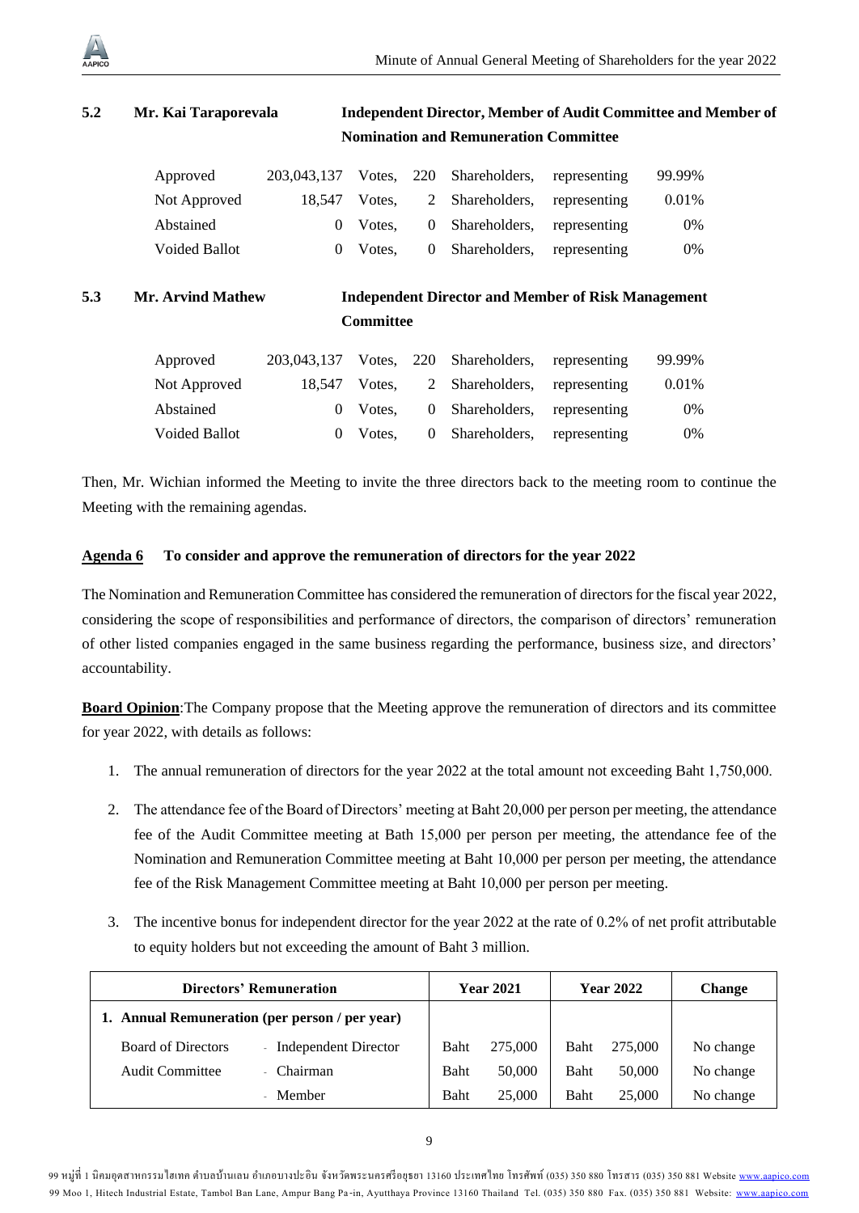**5.2 Mr. Kai Taraporevala — Independent Director, Member of Audit Committee and Member of Nomination and Remuneration Committee**

| | | | | | | |
|---|---|---|---|---|---|---|
| Approved | 203,043,137 | Votes, | 220 | Shareholders, | representing | 99.99% |
| Not Approved | 18,547 | Votes, | 2 | Shareholders, | representing | 0.01% |
| Abstained | 0 | Votes, | 0 | Shareholders, | representing | 0% |
| Voided Ballot | 0 | Votes, | 0 | Shareholders, | representing | 0% |

**5.3 Mr. Arvind Mathew — Independent Director and Member of Risk Management Committee**

| | | | | | | |
|---|---|---|---|---|---|---|
| Approved | 203,043,137 | Votes, | 220 | Shareholders, | representing | 99.99% |
| Not Approved | 18,547 | Votes, | 2 | Shareholders, | representing | 0.01% |
| Abstained | 0 | Votes, | 0 | Shareholders, | representing | 0% |
| Voided Ballot | 0 | Votes, | 0 | Shareholders, | representing | 0% |

Then, Mr. Wichian informed the Meeting to invite the three directors back to the meeting room to continue the Meeting with the remaining agendas.

**Agenda 6 To consider and approve the remuneration of directors for the year 2022**

The Nomination and Remuneration Committee has considered the remuneration of directors for the fiscal year 2022, considering the scope of responsibilities and performance of directors, the comparison of directors' remuneration of other listed companies engaged in the same business regarding the performance, business size, and directors' accountability.

**Board Opinion**:The Company propose that the Meeting approve the remuneration of directors and its committee for year 2022, with details as follows:

1. The annual remuneration of directors for the year 2022 at the total amount not exceeding Baht 1,750,000.
2. The attendance fee of the Board of Directors' meeting at Baht 20,000 per person per meeting, the attendance fee of the Audit Committee meeting at Bath 15,000 per person per meeting, the attendance fee of the Nomination and Remuneration Committee meeting at Baht 10,000 per person per meeting, the attendance fee of the Risk Management Committee meeting at Baht 10,000 per person per meeting.
3. The incentive bonus for independent director for the year 2022 at the rate of 0.2% of net profit attributable to equity holders but not exceeding the amount of Baht 3 million.

| Directors' Remuneration | | Year 2021 | Year 2022 | Change |
|---|---|---|---|---|
| **1. Annual Remuneration (per person / per year)** | | | | |
| Board of Directors | - Independent Director | Baht 275,000 | Baht 275,000 | No change |
| Audit Committee | - Chairman | Baht 50,000 | Baht 50,000 | No change |
| | - Member | Baht 25,000 | Baht 25,000 | No change |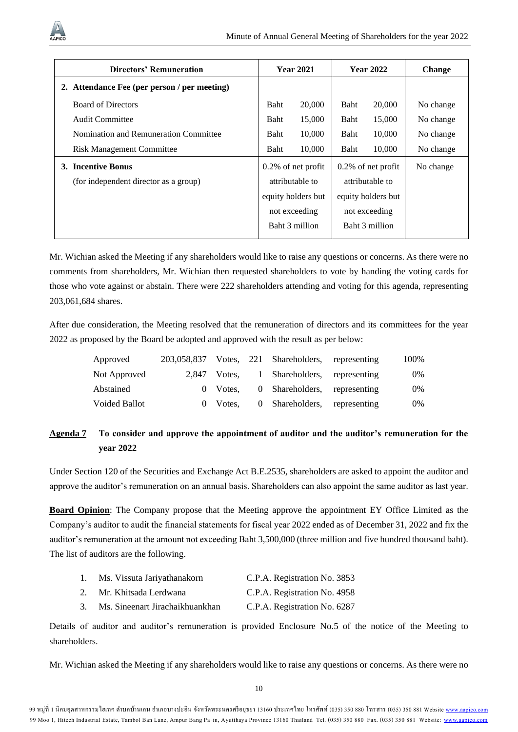| Directors' Remuneration | Year 2021 | Year 2022 | Change |
|---|---|---|---|
| **2. Attendance Fee (per person / per meeting)** | | | |
| Board of Directors | Baht 20,000 | Baht 20,000 | No change |
| Audit Committee | Baht 15,000 | Baht 15,000 | No change |
| Nomination and Remuneration Committee | Baht 10,000 | Baht 10,000 | No change |
| Risk Management Committee | Baht 10,000 | Baht 10,000 | No change |
| **3. Incentive Bonus** (for independent director as a group) | 0.2% of net profit attributable to equity holders but not exceeding Baht 3 million | 0.2% of net profit attributable to equity holders but not exceeding Baht 3 million | No change |

Mr. Wichian asked the Meeting if any shareholders would like to raise any questions or concerns. As there were no comments from shareholders, Mr. Wichian then requested shareholders to vote by handing the voting cards for those who vote against or abstain. There were 222 shareholders attending and voting for this agenda, representing 203,061,684 shares.

After due consideration, the Meeting resolved that the remuneration of directors and its committees for the year 2022 as proposed by the Board be adopted and approved with the result as per below:

| | | | | | | |
|---|---|---|---|---|---|---|
| Approved | 203,058,837 | Votes, | 221 | Shareholders, | representing | 100% |
| Not Approved | 2,847 | Votes, | 1 | Shareholders, | representing | 0% |
| Abstained | 0 | Votes, | 0 | Shareholders, | representing | 0% |
| Voided Ballot | 0 | Votes, | 0 | Shareholders, | representing | 0% |

**Agenda 7 To consider and approve the appointment of auditor and the auditor's remuneration for the year 2022**

Under Section 120 of the Securities and Exchange Act B.E.2535, shareholders are asked to appoint the auditor and approve the auditor's remuneration on an annual basis. Shareholders can also appoint the same auditor as last year.

**Board Opinion**: The Company propose that the Meeting approve the appointment EY Office Limited as the Company's auditor to audit the financial statements for fiscal year 2022 ended as of December 31, 2022 and fix the auditor's remuneration at the amount not exceeding Baht 3,500,000 (three million and five hundred thousand baht). The list of auditors are the following.

1. Ms. Vissuta Jariyathanakorn — C.P.A. Registration No. 3853
2. Mr. Khitsada Lerdwana — C.P.A. Registration No. 4958
3. Ms. Sineenart Jirachaikhuankhan — C.P.A. Registration No. 6287

Details of auditor and auditor's remuneration is provided Enclosure No.5 of the notice of the Meeting to shareholders.

Mr. Wichian asked the Meeting if any shareholders would like to raise any questions or concerns. As there were no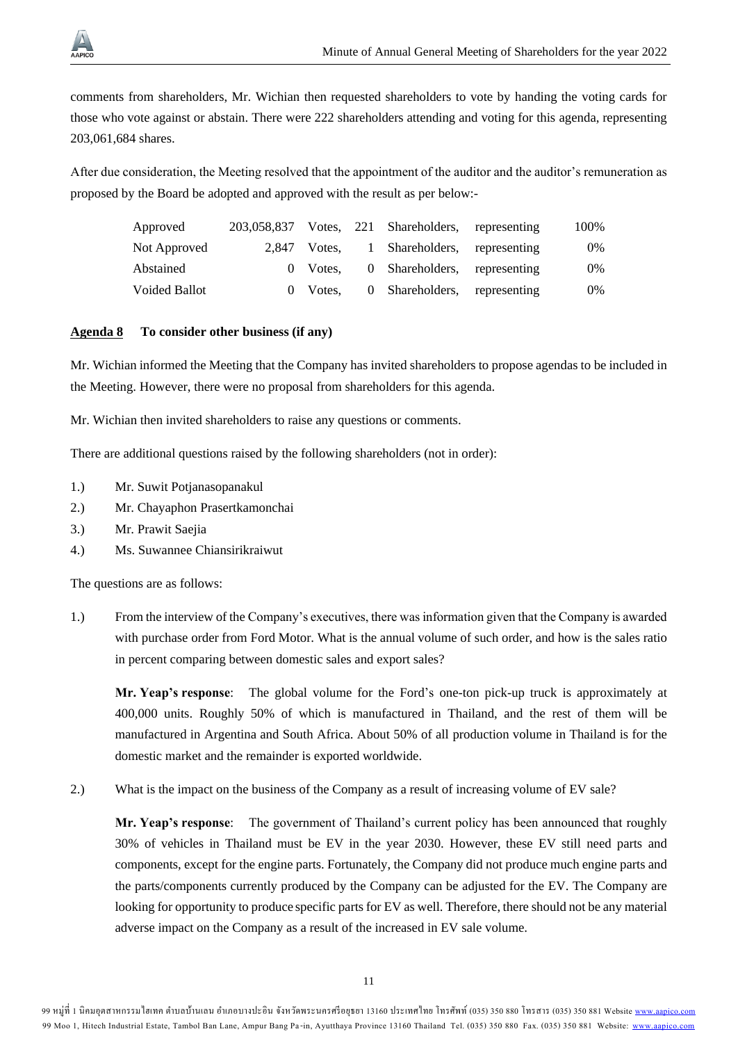comments from shareholders, Mr. Wichian then requested shareholders to vote by handing the voting cards for those who vote against or abstain. There were 222 shareholders attending and voting for this agenda, representing 203,061,684 shares.

After due consideration, the Meeting resolved that the appointment of the auditor and the auditor's remuneration as proposed by the Board be adopted and approved with the result as per below:-

| | | | | | | |
|---|---|---|---|---|---|---|
| Approved | 203,058,837 | Votes, | 221 | Shareholders, | representing | 100% |
| Not Approved | 2,847 | Votes, | 1 | Shareholders, | representing | 0% |
| Abstained | 0 | Votes, | 0 | Shareholders, | representing | 0% |
| Voided Ballot | 0 | Votes, | 0 | Shareholders, | representing | 0% |

**<u>Agenda 8</u> To consider other business (if any)**

Mr. Wichian informed the Meeting that the Company has invited shareholders to propose agendas to be included in the Meeting. However, there were no proposal from shareholders for this agenda.

Mr. Wichian then invited shareholders to raise any questions or comments.

There are additional questions raised by the following shareholders (not in order):

1.) Mr. Suwit Potjanasopanakul
2.) Mr. Chayaphon Prasertkamonchai
3.) Mr. Prawit Saejia
4.) Ms. Suwannee Chiansirikraiwut

The questions are as follows:

1.) From the interview of the Company's executives, there was information given that the Company is awarded with purchase order from Ford Motor. What is the annual volume of such order, and how is the sales ratio in percent comparing between domestic sales and export sales?

    **Mr. Yeap's response**: The global volume for the Ford's one-ton pick-up truck is approximately at 400,000 units. Roughly 50% of which is manufactured in Thailand, and the rest of them will be manufactured in Argentina and South Africa. About 50% of all production volume in Thailand is for the domestic market and the remainder is exported worldwide.

2.) What is the impact on the business of the Company as a result of increasing volume of EV sale?

    **Mr. Yeap's response**: The government of Thailand's current policy has been announced that roughly 30% of vehicles in Thailand must be EV in the year 2030. However, these EV still need parts and components, except for the engine parts. Fortunately, the Company did not produce much engine parts and the parts/components currently produced by the Company can be adjusted for the EV. The Company are looking for opportunity to produce specific parts for EV as well. Therefore, there should not be any material adverse impact on the Company as a result of the increased in EV sale volume.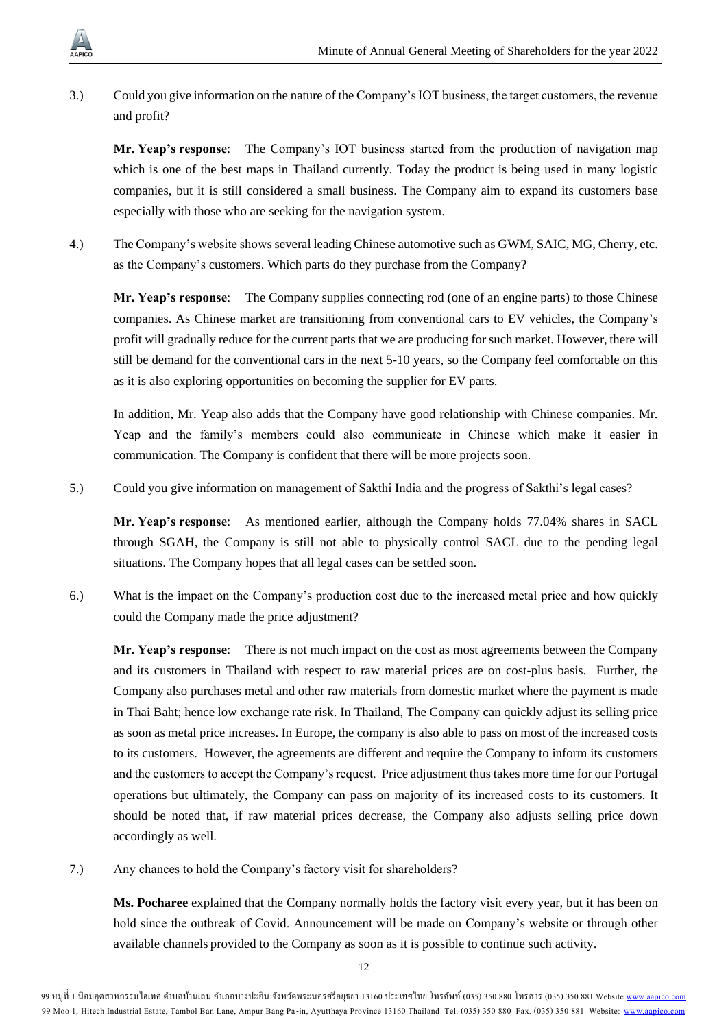3.) Could you give information on the nature of the Company's IOT business, the target customers, the revenue and profit?

**Mr. Yeap's response**: The Company's IOT business started from the production of navigation map which is one of the best maps in Thailand currently. Today the product is being used in many logistic companies, but it is still considered a small business. The Company aim to expand its customers base especially with those who are seeking for the navigation system.

4.) The Company's website shows several leading Chinese automotive such as GWM, SAIC, MG, Cherry, etc. as the Company's customers. Which parts do they purchase from the Company?

**Mr. Yeap's response**: The Company supplies connecting rod (one of an engine parts) to those Chinese companies. As Chinese market are transitioning from conventional cars to EV vehicles, the Company's profit will gradually reduce for the current parts that we are producing for such market. However, there will still be demand for the conventional cars in the next 5-10 years, so the Company feel comfortable on this as it is also exploring opportunities on becoming the supplier for EV parts.

In addition, Mr. Yeap also adds that the Company have good relationship with Chinese companies. Mr. Yeap and the family's members could also communicate in Chinese which make it easier in communication. The Company is confident that there will be more projects soon.

5.) Could you give information on management of Sakthi India and the progress of Sakthi's legal cases?

**Mr. Yeap's response**: As mentioned earlier, although the Company holds 77.04% shares in SACL through SGAH, the Company is still not able to physically control SACL due to the pending legal situations. The Company hopes that all legal cases can be settled soon.

6.) What is the impact on the Company's production cost due to the increased metal price and how quickly could the Company made the price adjustment?

**Mr. Yeap's response**: There is not much impact on the cost as most agreements between the Company and its customers in Thailand with respect to raw material prices are on cost-plus basis. Further, the Company also purchases metal and other raw materials from domestic market where the payment is made in Thai Baht; hence low exchange rate risk. In Thailand, The Company can quickly adjust its selling price as soon as metal price increases. In Europe, the company is also able to pass on most of the increased costs to its customers. However, the agreements are different and require the Company to inform its customers and the customers to accept the Company's request. Price adjustment thus takes more time for our Portugal operations but ultimately, the Company can pass on majority of its increased costs to its customers. It should be noted that, if raw material prices decrease, the Company also adjusts selling price down accordingly as well.

7.) Any chances to hold the Company's factory visit for shareholders?

**Ms. Pocharee** explained that the Company normally holds the factory visit every year, but it has been on hold since the outbreak of Covid. Announcement will be made on Company's website or through other available channels provided to the Company as soon as it is possible to continue such activity.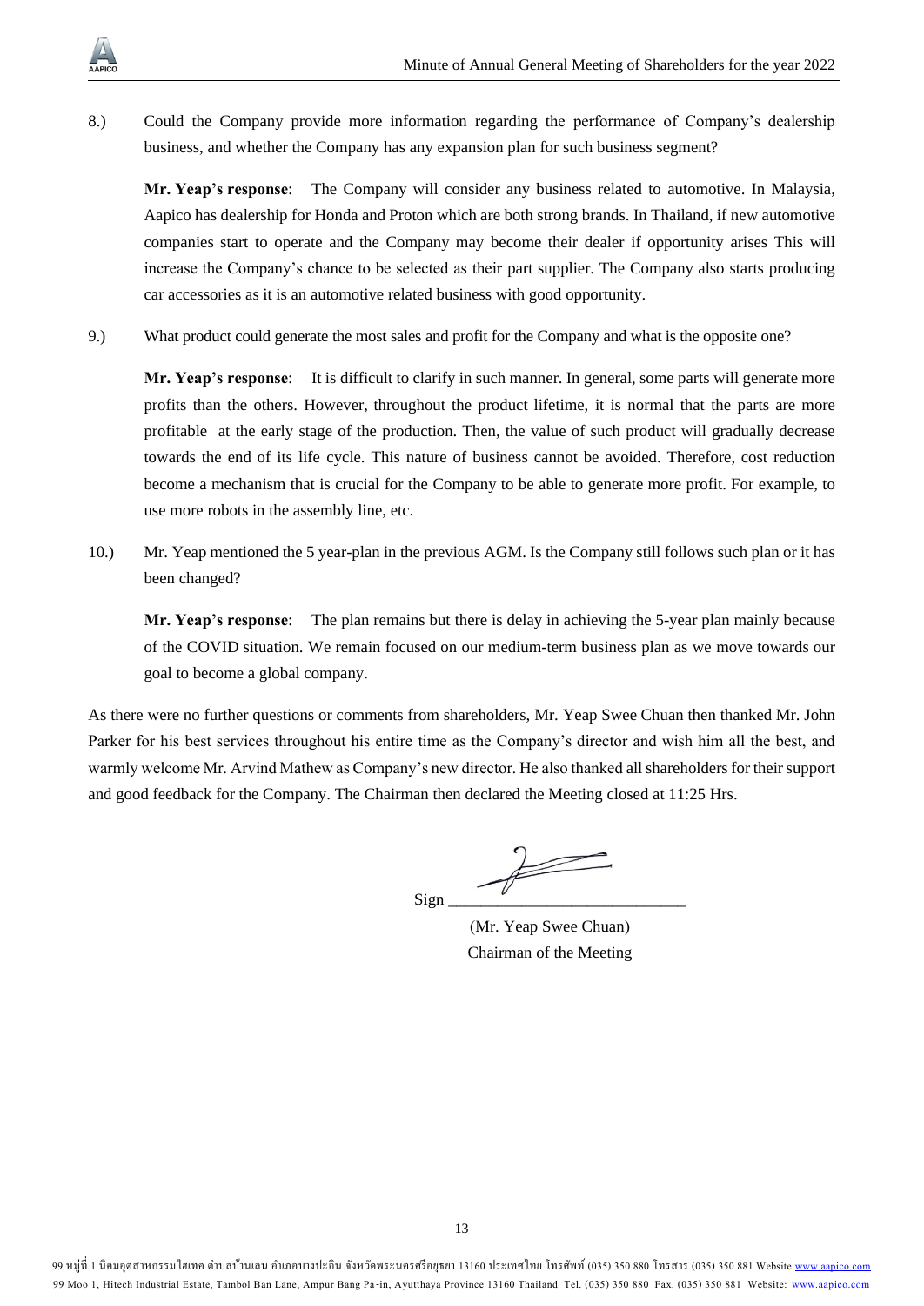8.) Could the Company provide more information regarding the performance of Company's dealership business, and whether the Company has any expansion plan for such business segment?

**Mr. Yeap's response**: The Company will consider any business related to automotive. In Malaysia, Aapico has dealership for Honda and Proton which are both strong brands. In Thailand, if new automotive companies start to operate and the Company may become their dealer if opportunity arises This will increase the Company's chance to be selected as their part supplier. The Company also starts producing car accessories as it is an automotive related business with good opportunity.

9.) What product could generate the most sales and profit for the Company and what is the opposite one?

**Mr. Yeap's response**: It is difficult to clarify in such manner. In general, some parts will generate more profits than the others. However, throughout the product lifetime, it is normal that the parts are more profitable at the early stage of the production. Then, the value of such product will gradually decrease towards the end of its life cycle. This nature of business cannot be avoided. Therefore, cost reduction become a mechanism that is crucial for the Company to be able to generate more profit. For example, to use more robots in the assembly line, etc.

10.) Mr. Yeap mentioned the 5 year-plan in the previous AGM. Is the Company still follows such plan or it has been changed?

**Mr. Yeap's response**: The plan remains but there is delay in achieving the 5-year plan mainly because of the COVID situation. We remain focused on our medium-term business plan as we move towards our goal to become a global company.

As there were no further questions or comments from shareholders, Mr. Yeap Swee Chuan then thanked Mr. John Parker for his best services throughout his entire time as the Company's director and wish him all the best, and warmly welcome Mr. Arvind Mathew as Company's new director. He also thanked all shareholders for their support and good feedback for the Company. The Chairman then declared the Meeting closed at 11:25 Hrs.

Sign ____________________________

(Mr. Yeap Swee Chuan)

Chairman of the Meeting